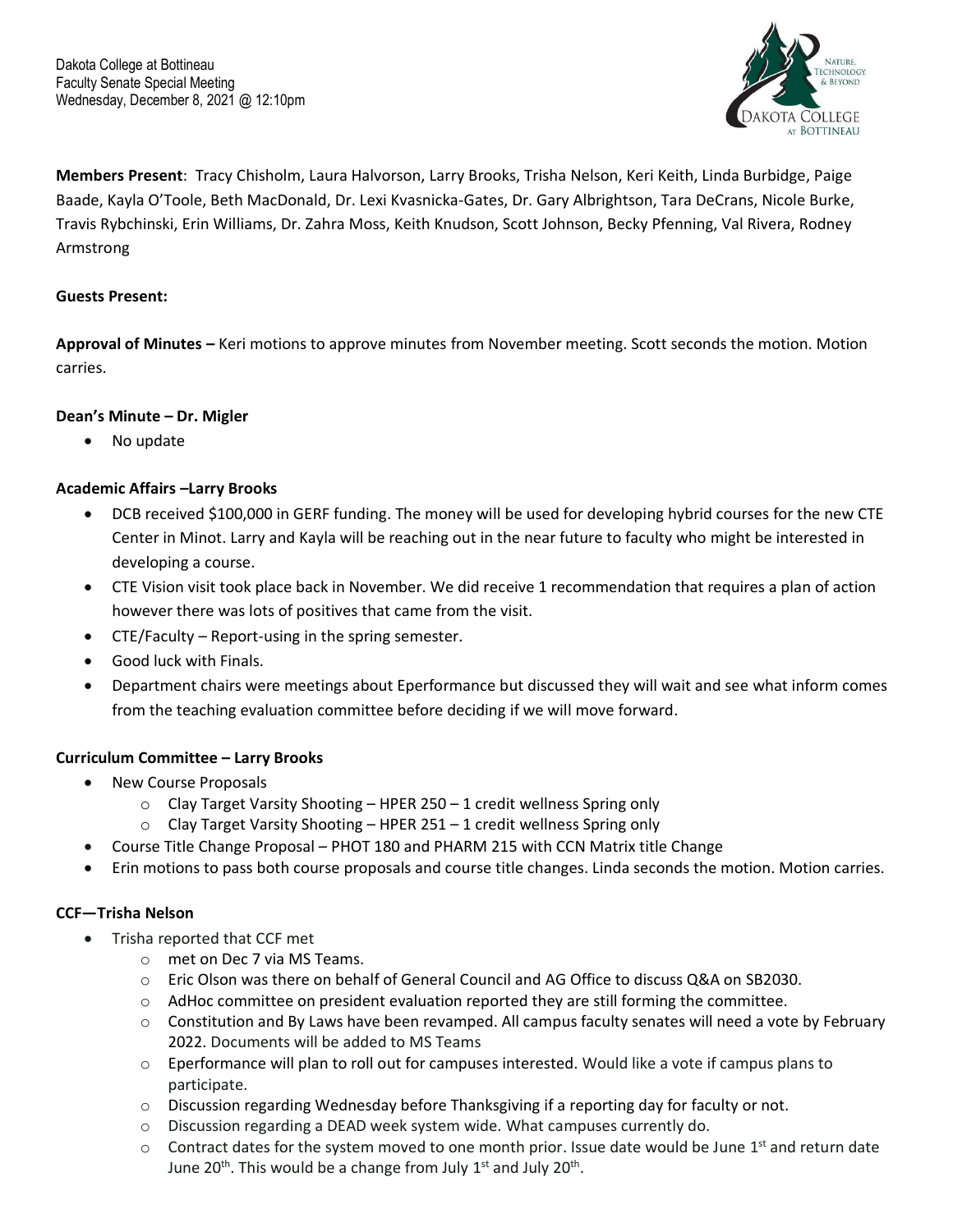Dakota College at Bottineau
Faculty Senate Special Meeting
Wednesday, December 8, 2021 @ 12:10pm

**Members Present**: Tracy Chisholm, Laura Halvorson, Larry Brooks, Trisha Nelson, Keri Keith, Linda Burbidge, Paige Baade, Kayla O'Toole, Beth MacDonald, Dr. Lexi Kvasnicka-Gates, Dr. Gary Albrightson, Tara DeCrans, Nicole Burke, Travis Rybchinski, Erin Williams, Dr. Zahra Moss, Keith Knudson, Scott Johnson, Becky Pfenning, Val Rivera, Rodney Armstrong

**Guests Present:**

**Approval of Minutes –** Keri motions to approve minutes from November meeting. Scott seconds the motion. Motion carries.

**Dean's Minute – Dr. Migler**

- No update

**Academic Affairs –Larry Brooks**

- DCB received $100,000 in GERF funding. The money will be used for developing hybrid courses for the new CTE Center in Minot. Larry and Kayla will be reaching out in the near future to faculty who might be interested in developing a course.
- CTE Vision visit took place back in November. We did receive 1 recommendation that requires a plan of action however there was lots of positives that came from the visit.
- CTE/Faculty – Report-using in the spring semester.
- Good luck with Finals.
- Department chairs were meetings about Eperformance but discussed they will wait and see what inform comes from the teaching evaluation committee before deciding if we will move forward.

**Curriculum Committee – Larry Brooks**

- New Course Proposals
    - Clay Target Varsity Shooting – HPER 250 – 1 credit wellness Spring only
    - Clay Target Varsity Shooting – HPER 251 – 1 credit wellness Spring only
- Course Title Change Proposal – PHOT 180 and PHARM 215 with CCN Matrix title Change
- Erin motions to pass both course proposals and course title changes. Linda seconds the motion. Motion carries.

**CCF—Trisha Nelson**

- Trisha reported that CCF met
    - met on Dec 7 via MS Teams.
    - Eric Olson was there on behalf of General Council and AG Office to discuss Q&A on SB2030.
    - AdHoc committee on president evaluation reported they are still forming the committee.
    - Constitution and By Laws have been revamped. All campus faculty senates will need a vote by February 2022. Documents will be added to MS Teams
    - Eperformance will plan to roll out for campuses interested. Would like a vote if campus plans to participate.
    - Discussion regarding Wednesday before Thanksgiving if a reporting day for faculty or not.
    - Discussion regarding a DEAD week system wide. What campuses currently do.
    - Contract dates for the system moved to one month prior. Issue date would be June 1st and return date June 20th. This would be a change from July 1st and July 20th.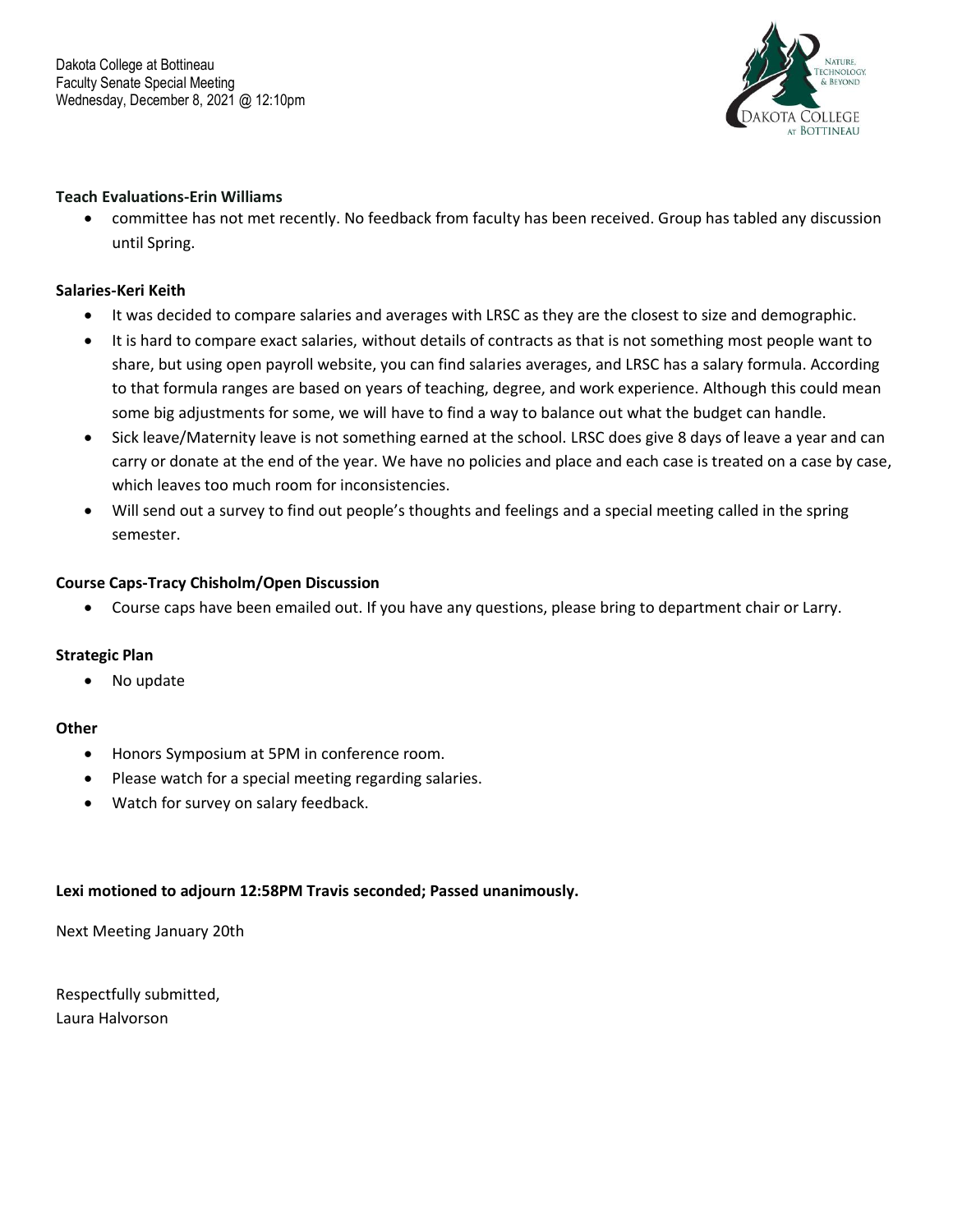Dakota College at Bottineau
Faculty Senate Special Meeting
Wednesday, December 8, 2021 @ 12:10pm

**Teach Evaluations-Erin Williams**

- committee has not met recently. No feedback from faculty has been received. Group has tabled any discussion until Spring.

**Salaries-Keri Keith**

- It was decided to compare salaries and averages with LRSC as they are the closest to size and demographic.
- It is hard to compare exact salaries, without details of contracts as that is not something most people want to share, but using open payroll website, you can find salaries averages, and LRSC has a salary formula. According to that formula ranges are based on years of teaching, degree, and work experience. Although this could mean some big adjustments for some, we will have to find a way to balance out what the budget can handle.
- Sick leave/Maternity leave is not something earned at the school. LRSC does give 8 days of leave a year and can carry or donate at the end of the year. We have no policies and place and each case is treated on a case by case, which leaves too much room for inconsistencies.
- Will send out a survey to find out people's thoughts and feelings and a special meeting called in the spring semester.

**Course Caps-Tracy Chisholm/Open Discussion**

- Course caps have been emailed out. If you have any questions, please bring to department chair or Larry.

**Strategic Plan**

- No update

**Other**

- Honors Symposium at 5PM in conference room.
- Please watch for a special meeting regarding salaries.
- Watch for survey on salary feedback.

**Lexi motioned to adjourn 12:58PM Travis seconded; Passed unanimously.**

Next Meeting January 20th

Respectfully submitted,
Laura Halvorson